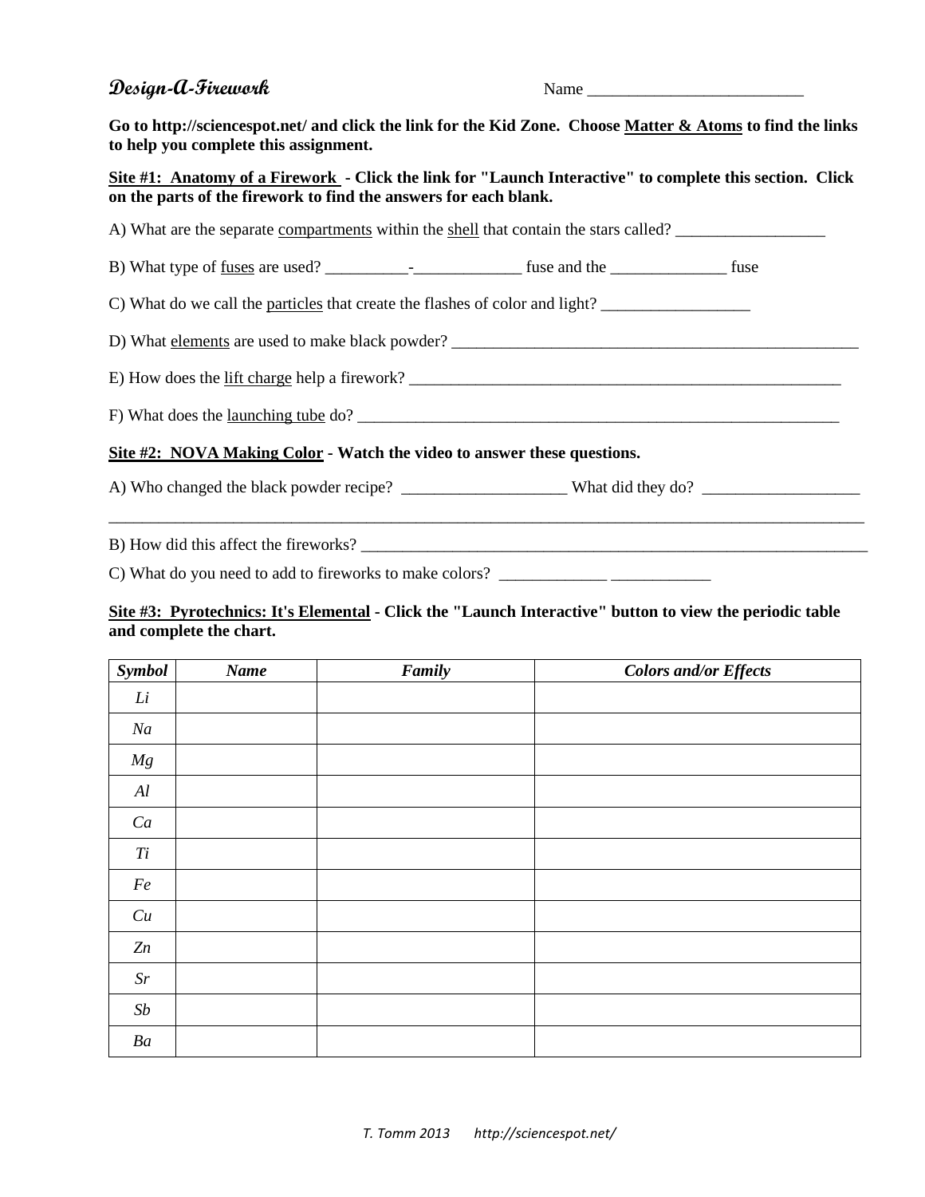# Design-A-Firework

Name ___________________________

**Go to http://sciencespot.net/ and click the link for the Kid Zone. Choose Matter & Atoms to find the links to help you complete this assignment.**

**Site #1: Anatomy of a Firework - Click the link for "Launch Interactive" to complete this section. Click on the parts of the firework to find the answers for each blank.**

A) What are the separate compartments within the shell that contain the stars called? __________________

B) What type of fuses are used? __________-_____________ fuse and the ______________ fuse

C) What do we call the particles that create the flashes of color and light? __________________

D) What elements are used to make black powder? _____________________________________________________

E) How does the lift charge help a firework? _______________________________________________________

F) What does the launching tube do? _______________________________________________________________

**Site #2: NOVA Making Color - Watch the video to answer these questions.**

A) Who changed the black powder recipe? ____________________ What did they do? ___________________

_____________________________________________________________________________________________________

B) How did this affect the fireworks? _____________________________________________________________

C) What do you need to add to fireworks to make colors? _____________ ____________

**Site #3: Pyrotechnics: It's Elemental - Click the "Launch Interactive" button to view the periodic table and complete the chart.**

| *Symbol* | *Name* | *Family* | *Colors and/or Effects* |
|---|---|---|---|
| *Li* | | | |
| *Na* | | | |
| *Mg* | | | |
| *Al* | | | |
| *Ca* | | | |
| *Ti* | | | |
| *Fe* | | | |
| *Cu* | | | |
| *Zn* | | | |
| *Sr* | | | |
| *Sb* | | | |
| *Ba* | | | |

*T. Tomm 2013 http://sciencespot.net/*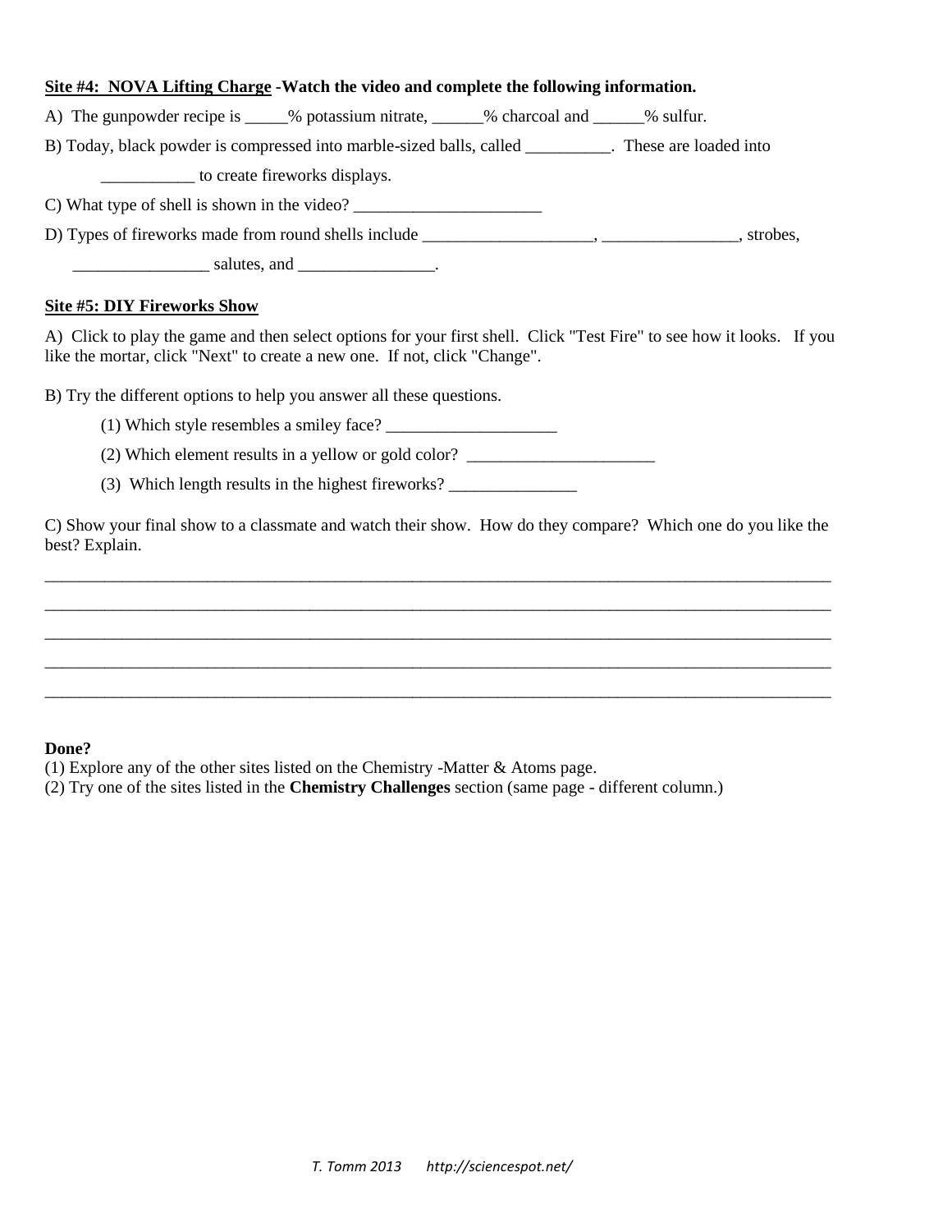**Site #4: NOVA Lifting Charge -Watch the video and complete the following information.**

A) The gunpowder recipe is _____% potassium nitrate, ______% charcoal and ______% sulfur.

B) Today, black powder is compressed into marble-sized balls, called __________. These are loaded into ___________ to create fireworks displays.

C) What type of shell is shown in the video? ______________________

D) Types of fireworks made from round shells include ____________________, ________________, strobes, ________________ salutes, and ________________.

**Site #5: DIY Fireworks Show**

A) Click to play the game and then select options for your first shell. Click "Test Fire" to see how it looks. If you like the mortar, click "Next" to create a new one. If not, click "Change".

B) Try the different options to help you answer all these questions.

(1) Which style resembles a smiley face? ____________________

(2) Which element results in a yellow or gold color? ______________________

(3) Which length results in the highest fireworks? _______________

C) Show your final show to a classmate and watch their show. How do they compare? Which one do you like the best? Explain.

_____________________________________________________________________________________________

_____________________________________________________________________________________________

_____________________________________________________________________________________________

_____________________________________________________________________________________________

_____________________________________________________________________________________________

**Done?**

(1) Explore any of the other sites listed on the Chemistry -Matter & Atoms page.

(2) Try one of the sites listed in the **Chemistry Challenges** section (same page - different column.)

*T. Tomm 2013 http://sciencespot.net/*